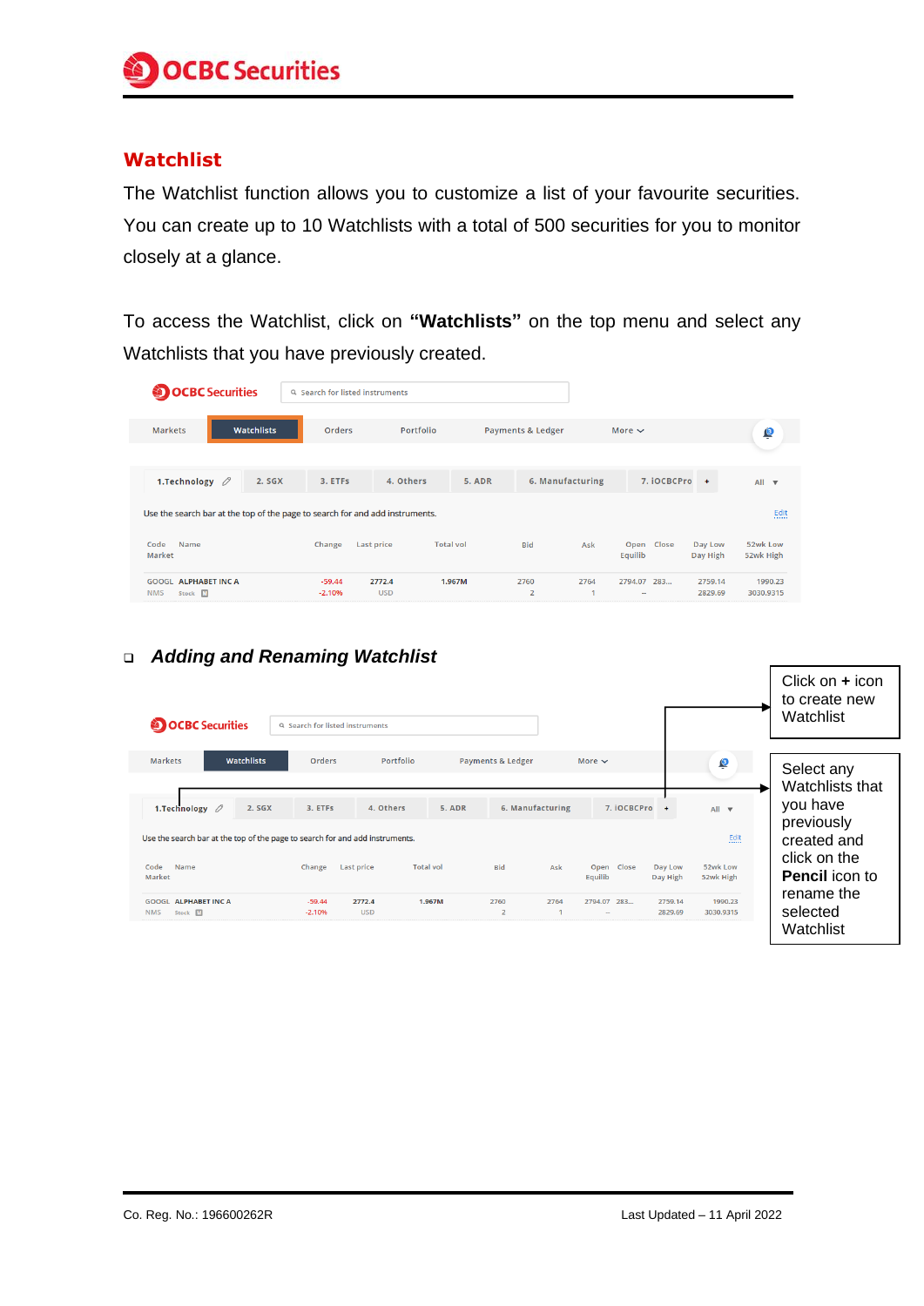## Watchlist

The Watchlist function allows you to customize a list of your favourite securities. You can create up to 10 Watchlists with a total of 500 securities for you to monitor closely at a glance.

To access the Watchlist, click on **"Watchlists"** on the top menu and select any Watchlists that you have previously created.

### ❑ *Adding and Renaming Watchlist*

Click on **+** icon to create new Watchlist

Select any Watchlists that you have previously created and click on the **Pencil** icon to rename the selected Watchlist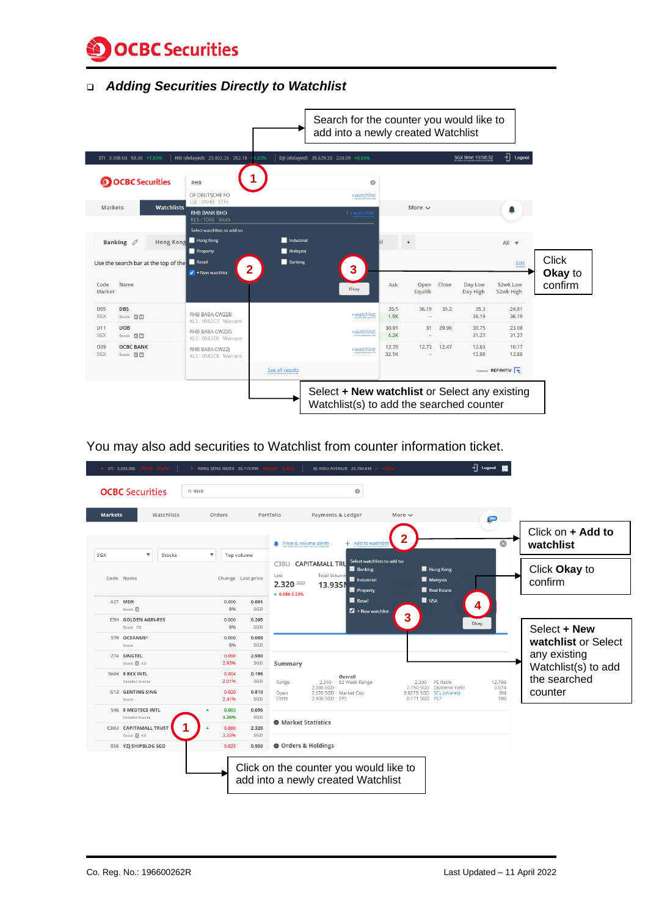## Adding Securities Directly to Watchlist

Search for the counter you would like to add into a newly created Watchlist

Click **Okay** to confirm

Select **+ New watchlist** or Select any existing Watchlist(s) to add the searched counter

You may also add securities to Watchlist from counter information ticket.

Click on **+ Add to watchlist**

Click **Okay** to confirm

Select **+ New watchlist** or Select any existing Watchlist(s) to add the searched counter

Click on the counter you would like to add into a newly created Watchlist

Co. Reg. No.: 196600262R

Last Updated – 11 April 2022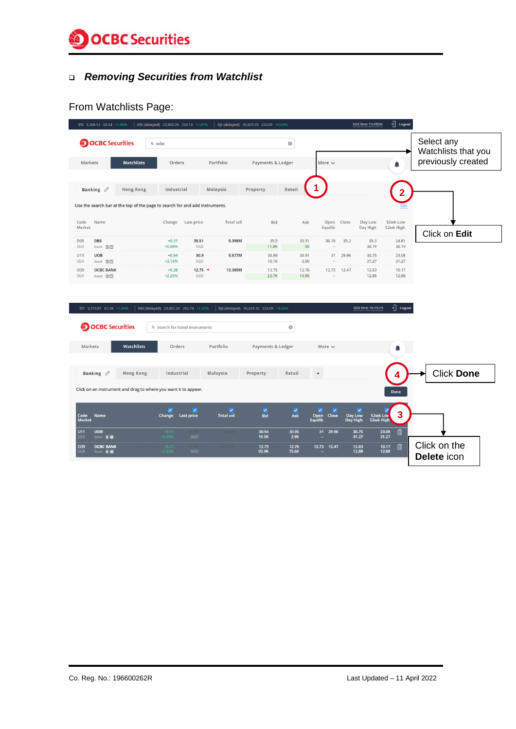- ***Removing Securities from Watchlist***

From Watchlists Page:

1. Select any Watchlists that you previously created
2. Click on **Edit**
3. Click on the **Delete** icon
4. Click **Done**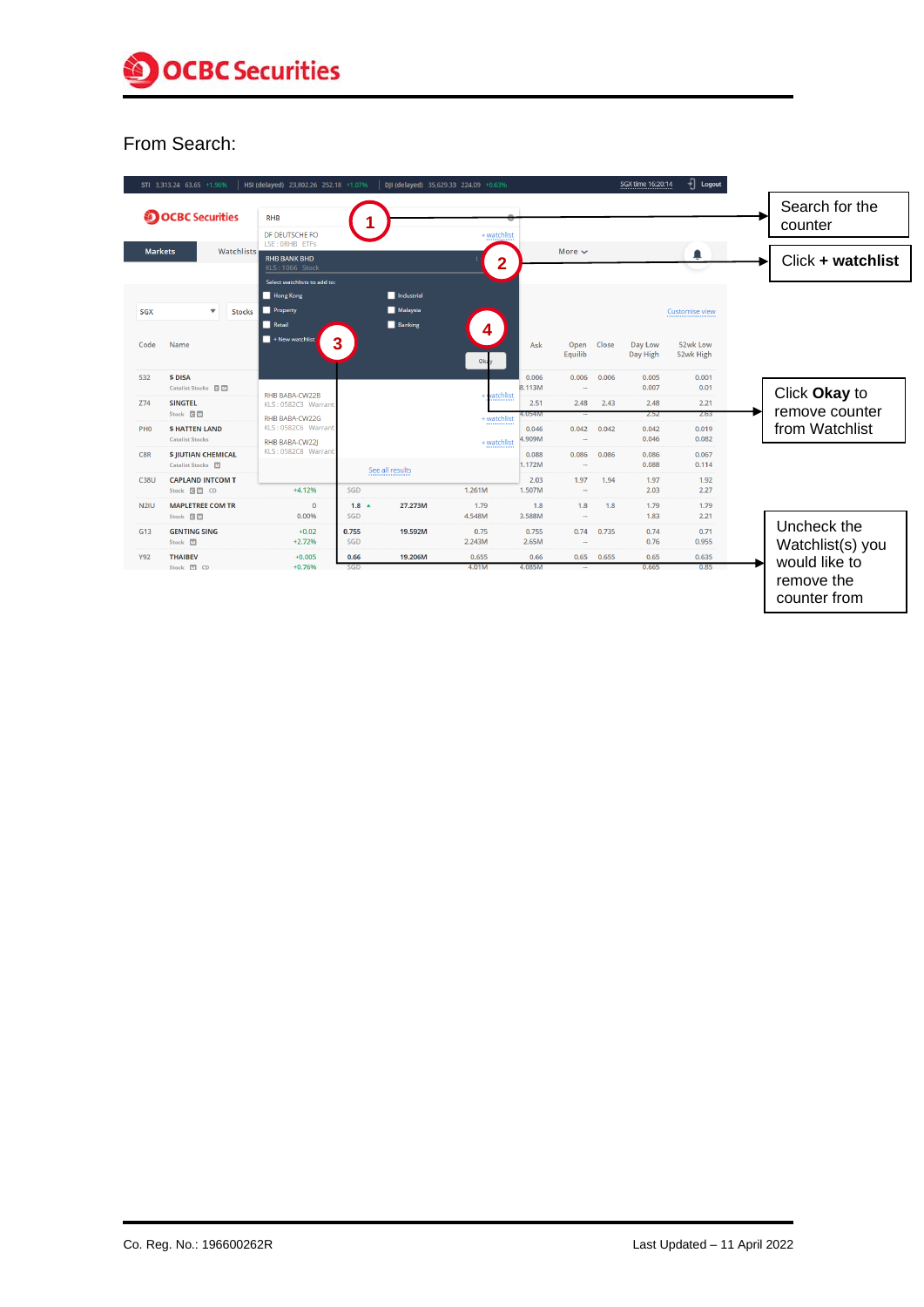From Search:

Search for the counter

Click **+ watchlist**

Click **Okay** to remove counter from Watchlist

Uncheck the Watchlist(s) you would like to remove the counter from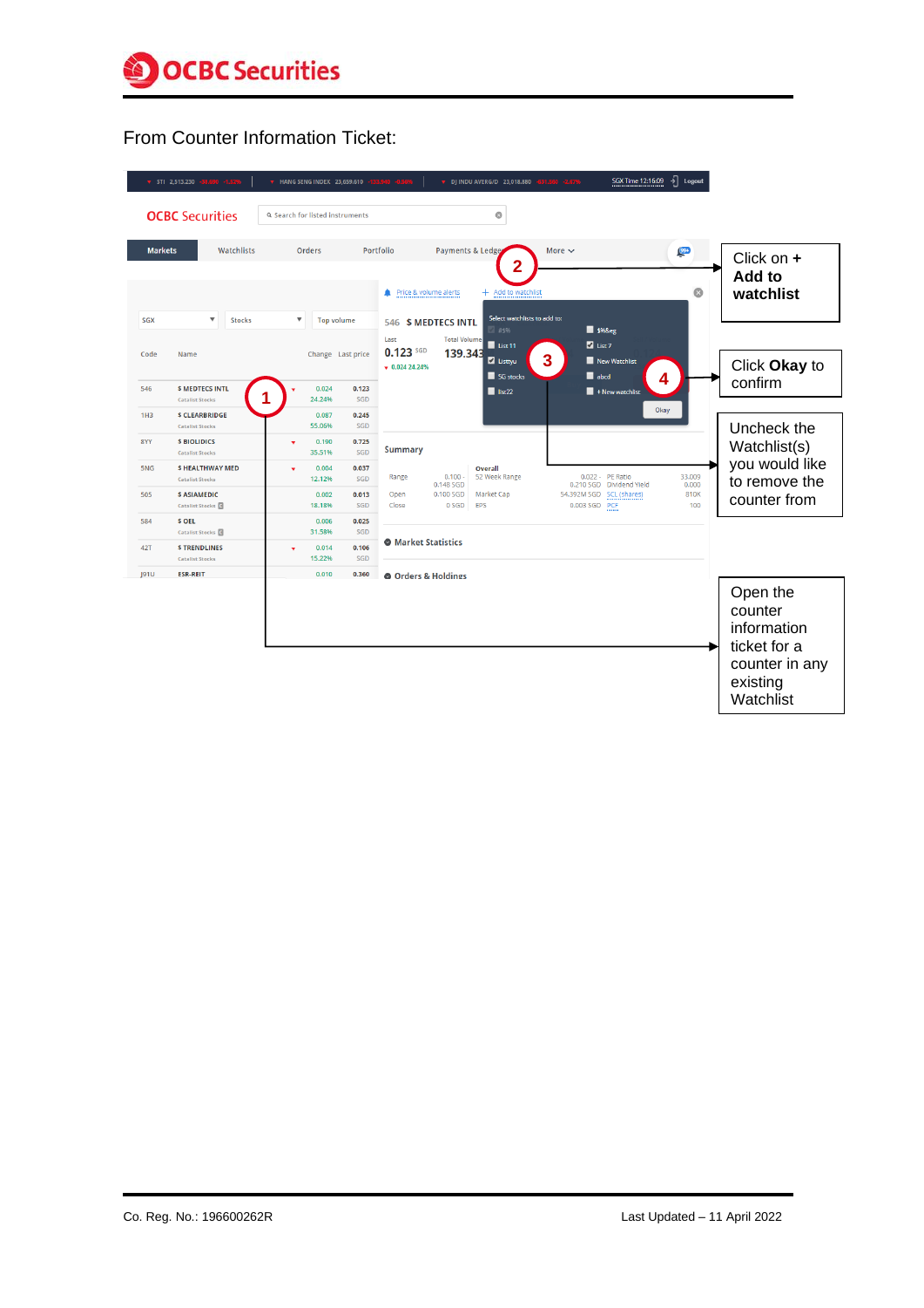From Counter Information Ticket:

1. Open the counter information ticket for a counter in any existing Watchlist
2. Click on **+ Add to watchlist**
3. Uncheck the Watchlist(s) you would like to remove the counter from
4. Click **Okay** to confirm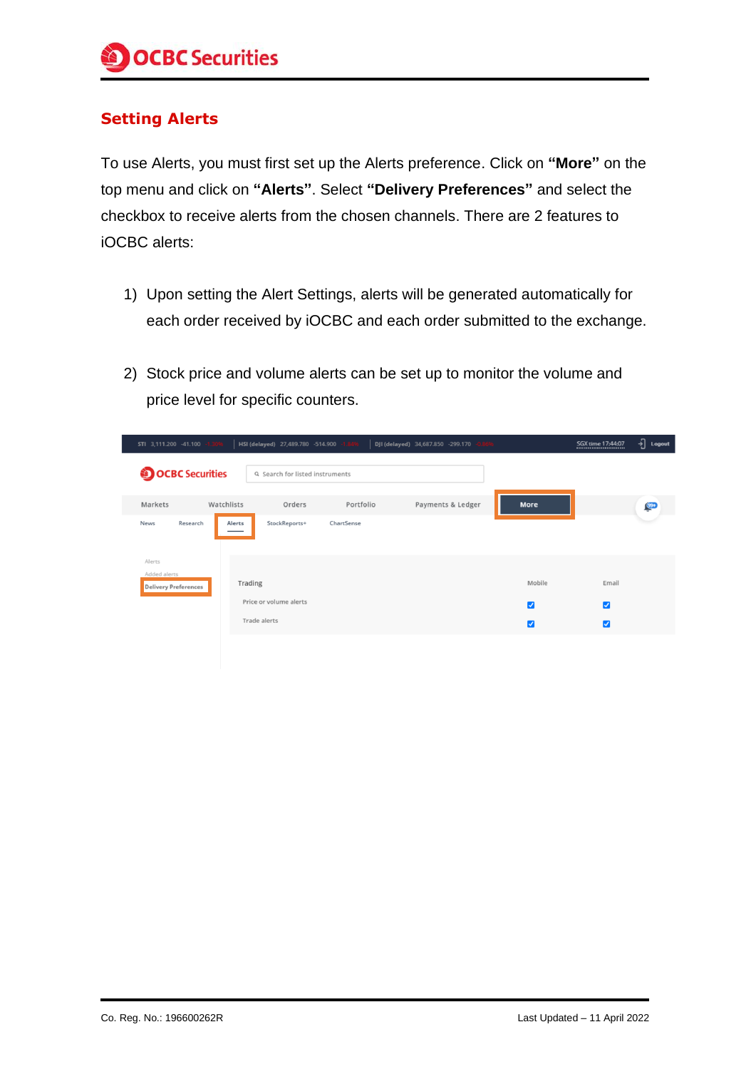## Setting Alerts

To use Alerts, you must first set up the Alerts preference. Click on **"More"** on the top menu and click on **"Alerts"**. Select **"Delivery Preferences"** and select the checkbox to receive alerts from the chosen channels. There are 2 features to iOCBC alerts:

1) Upon setting the Alert Settings, alerts will be generated automatically for each order received by iOCBC and each order submitted to the exchange.

2) Stock price and volume alerts can be set up to monitor the volume and price level for specific counters.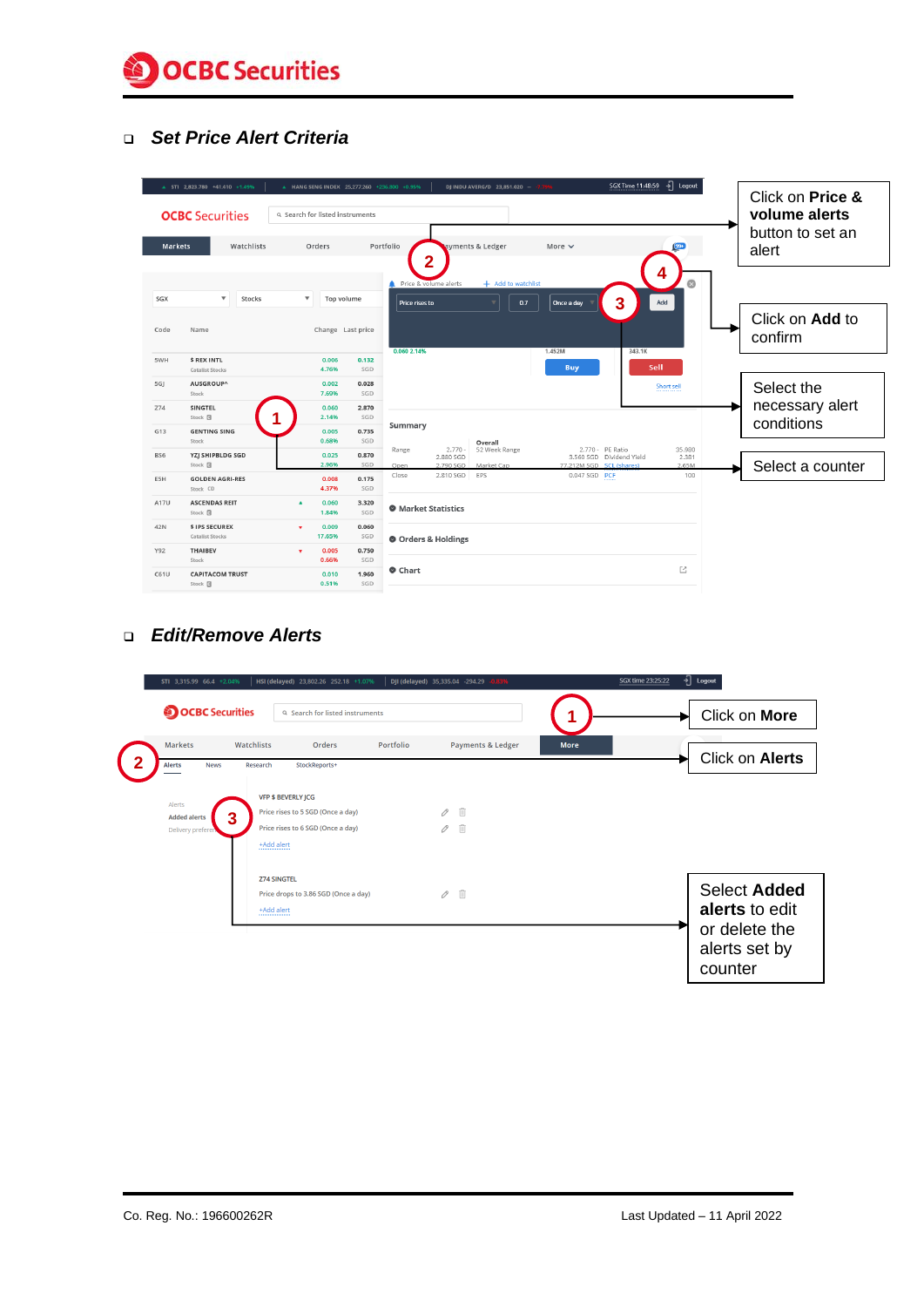- ***Set Price Alert Criteria***

Click on **Price & volume alerts** button to set an alert

Click on **Add** to confirm

Select the necessary alert conditions

Select a counter

- ***Edit/Remove Alerts***

Click on **More**

Click on **Alerts**

Select **Added alerts** to edit or delete the alerts set by counter

Co. Reg. No.: 196600262R

Last Updated – 11 April 2022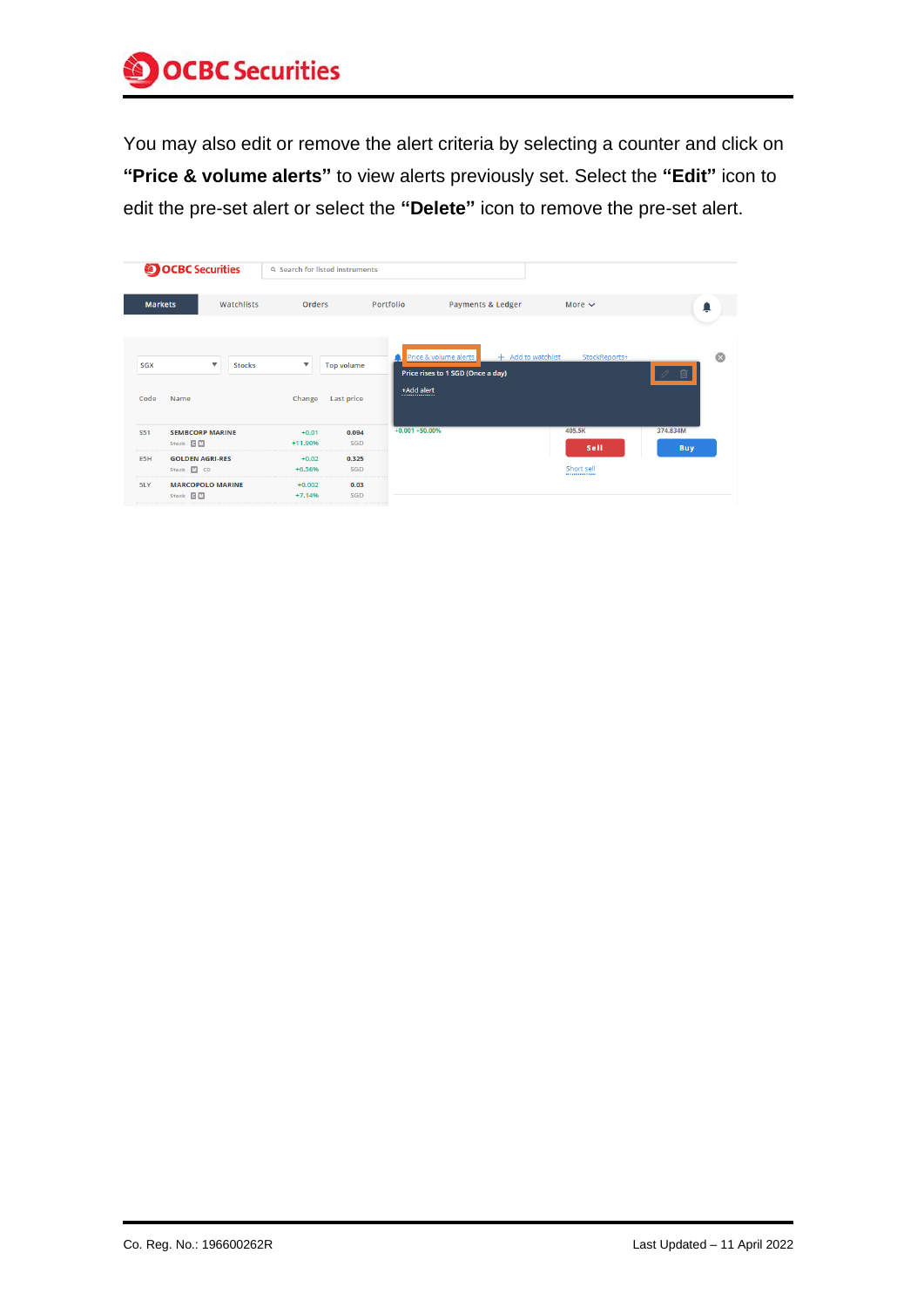You may also edit or remove the alert criteria by selecting a counter and click on **"Price & volume alerts"** to view alerts previously set. Select the **"Edit"** icon to edit the pre-set alert or select the **"Delete"** icon to remove the pre-set alert.